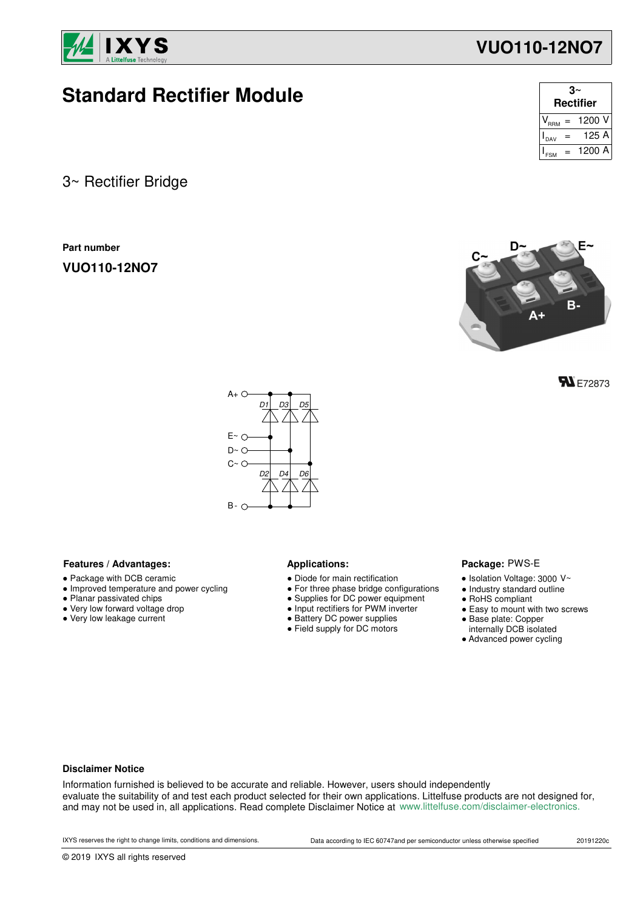# VUO110-12NO7

## Standard Rectifier Module

| 3~ Rectifier | | |
|---|---|---|
| $V_{RRM}$ | = | 1200 V |
| $I_{DAV}$ | = | 125 A |
| $I_{FSM}$ | = | 1200 A |

### 3~ Rectifier Bridge

**Part number**

**VUO110-12NO7**

E72873

**Features / Advantages:**

- Package with DCB ceramic
- Improved temperature and power cycling
- Planar passivated chips
- Very low forward voltage drop
- Very low leakage current

**Applications:**

- Diode for main rectification
- For three phase bridge configurations
- Supplies for DC power equipment
- Input rectifiers for PWM inverter
- Battery DC power supplies
- Field supply for DC motors

**Package:** PWS-E

- Isolation Voltage: 3000 V~
- Industry standard outline
- RoHS compliant
- Easy to mount with two screws
- Base plate: Copper internally DCB isolated
- Advanced power cycling

**Disclaimer Notice**

Information furnished is believed to be accurate and reliable. However, users should independently evaluate the suitability of and test each product selected for their own applications. Littelfuse products are not designed for, and may not be used in, all applications. Read complete Disclaimer Notice at www.littelfuse.com/disclaimer-electronics.

IXYS reserves the right to change limits, conditions and dimensions. Data according to IEC 60747and per semiconductor unless otherwise specified 20191220c

© 2019 IXYS all rights reserved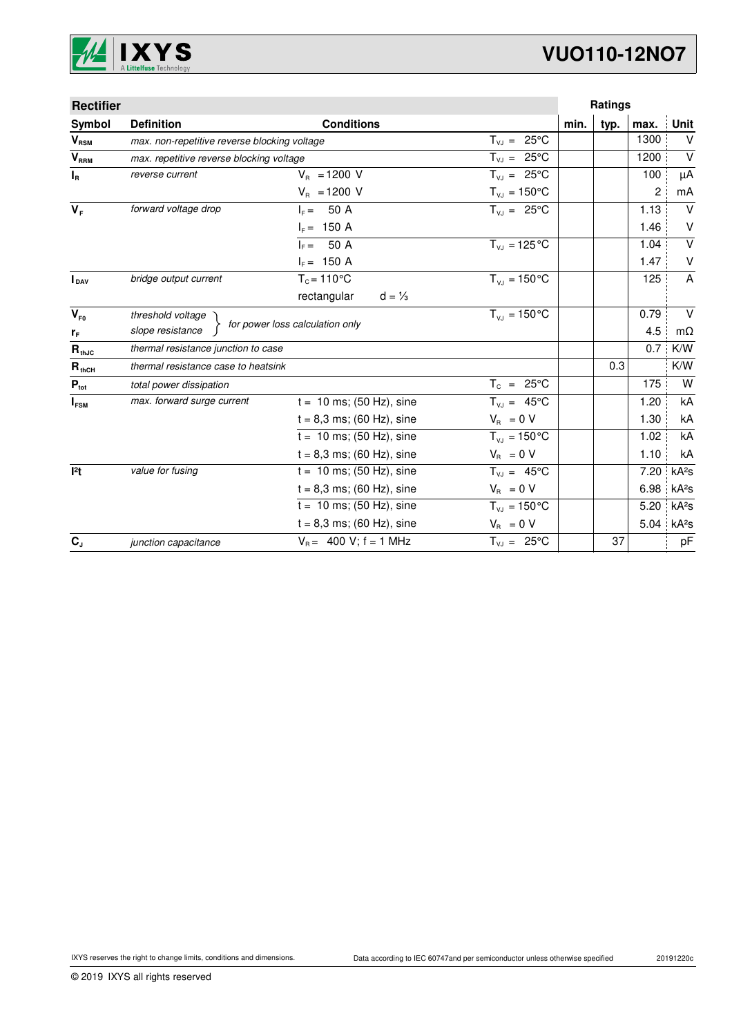| Rectifier | | | | | Ratings | | |
|---|---|---|---|---|---|---|---|
| **Symbol** | **Definition** | **Conditions** | | **min.** | **typ.** | **max.** | **Unit** |
| $V_{RSM}$ | *max. non-repetitive reverse blocking voltage* | | $T_{VJ}$ = 25°C | | | 1300 | V |
| $V_{RRM}$ | *max. repetitive reverse blocking voltage* | | $T_{VJ}$ = 25°C | | | 1200 | V |
| $I_R$ | *reverse current* | $V_R$ = 1200 V | $T_{VJ}$ = 25°C | | | 100 | µA |
| | | $V_R$ = 1200 V | $T_{VJ}$ = 150°C | | | 2 | mA |
| $V_F$ | *forward voltage drop* | $I_F$ = 50 A | $T_{VJ}$ = 25°C | | | 1.13 | V |
| | | $I_F$ = 150 A | | | | 1.46 | V |
| | | $I_F$ = 50 A | $T_{VJ}$ = 125°C | | | 1.04 | V |
| | | $I_F$ = 150 A | | | | 1.47 | V |
| $I_{DAV}$ | *bridge output current* | $T_C$ = 110°C | $T_{VJ}$ = 150°C | | | 125 | A |
| | | rectangular d = ⅓ | | | | | |
| $V_{F0}$ | *threshold voltage* | *for power loss calculation only* | $T_{VJ}$ = 150°C | | | 0.79 | V |
| $r_F$ | *slope resistance* | | | | | 4.5 | mΩ |
| $R_{thJC}$ | *thermal resistance junction to case* | | | | | 0.7 | K/W |
| $R_{thCH}$ | *thermal resistance case to heatsink* | | | | 0.3 | | K/W |
| $P_{tot}$ | *total power dissipation* | | $T_C$ = 25°C | | | 175 | W |
| $I_{FSM}$ | *max. forward surge current* | t = 10 ms; (50 Hz), sine | $T_{VJ}$ = 45°C | | | 1.20 | kA |
| | | t = 8,3 ms; (60 Hz), sine | $V_R$ = 0 V | | | 1.30 | kA |
| | | t = 10 ms; (50 Hz), sine | $T_{VJ}$ = 150°C | | | 1.02 | kA |
| | | t = 8,3 ms; (60 Hz), sine | $V_R$ = 0 V | | | 1.10 | kA |
| $I^2t$ | *value for fusing* | t = 10 ms; (50 Hz), sine | $T_{VJ}$ = 45°C | | | 7.20 | kA²s |
| | | t = 8,3 ms; (60 Hz), sine | $V_R$ = 0 V | | | 6.98 | kA²s |
| | | t = 10 ms; (50 Hz), sine | $T_{VJ}$ = 150°C | | | 5.20 | kA²s |
| | | t = 8,3 ms; (60 Hz), sine | $V_R$ = 0 V | | | 5.04 | kA²s |
| $C_J$ | *junction capacitance* | $V_R$ = 400 V; f = 1 MHz | $T_{VJ}$ = 25°C | | 37 | | pF |

IXYS reserves the right to change limits, conditions and dimensions.

Data according to IEC 60747and per semiconductor unless otherwise specified

20191220c

© 2019 IXYS all rights reserved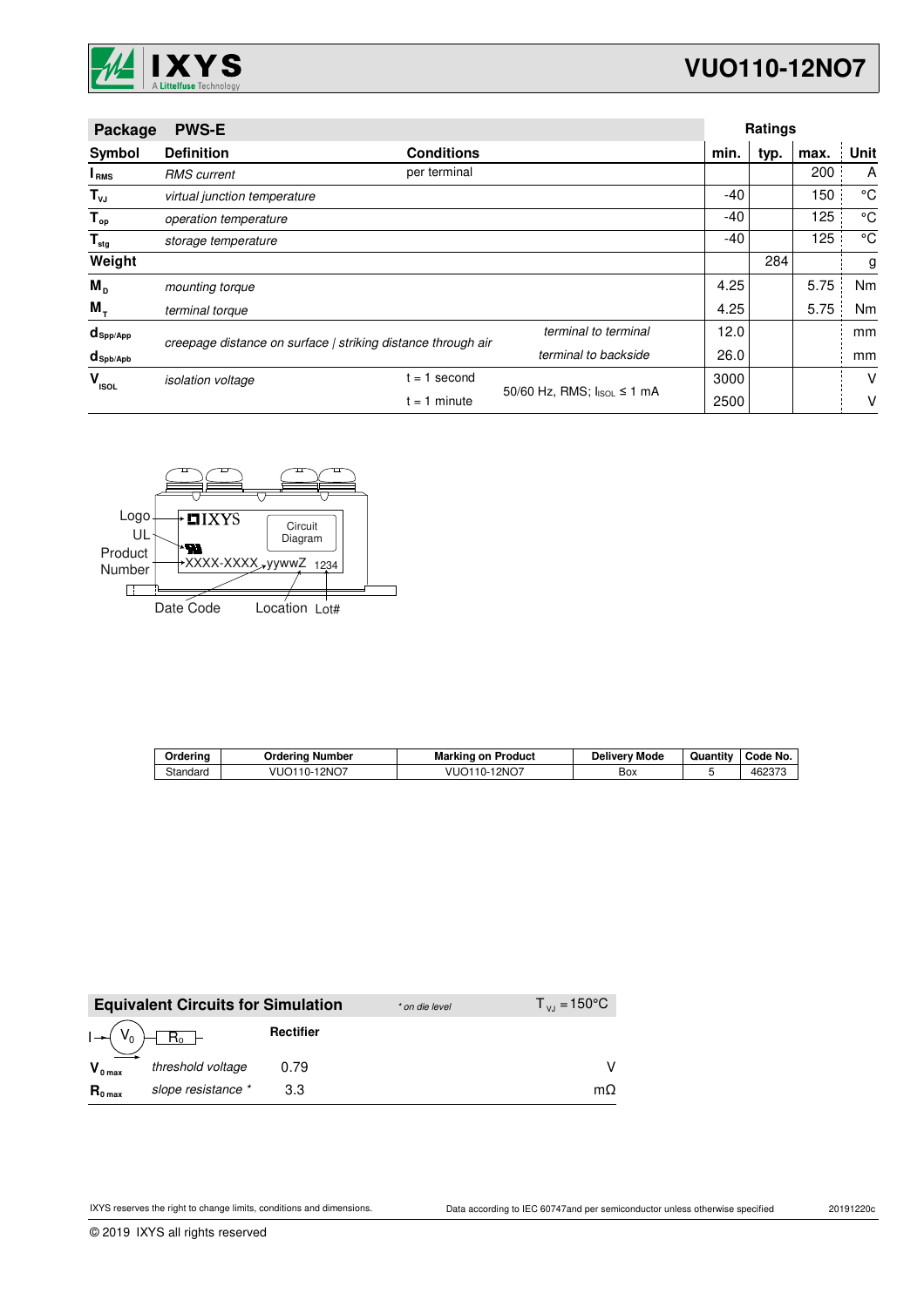| Package | PWS-E | | | Ratings | | | |
|---|---|---|---|---|---|---|---|
| Symbol | Definition | Conditions | | min. | typ. | max. | Unit |
| $I_{RMS}$ | *RMS current* | per terminal | | | | 200 | A |
| $T_{VJ}$ | *virtual junction temperature* | | | -40 | | 150 | °C |
| $T_{op}$ | *operation temperature* | | | -40 | | 125 | °C |
| $T_{stg}$ | *storage temperature* | | | -40 | | 125 | °C |
| **Weight** | | | | | 284 | | g |
| $M_D$ | *mounting torque* | | | 4.25 | | 5.75 | Nm |
| $M_T$ | *terminal torque* | | | 4.25 | | 5.75 | Nm |
| $d_{Spp/App}$ | *creepage distance on surface \| striking distance through air* | | *terminal to terminal* | 12.0 | | | mm |
| $d_{Spb/Apb}$ | | | *terminal to backside* | 26.0 | | | mm |
| $V_{ISOL}$ | *isolation voltage* | t = 1 second | 50/60 Hz, RMS; $I_{ISOL} \leq 1$ mA | 3000 | | | V |
| | | t = 1 minute | | 2500 | | | V |

Logo, UL, Product Number, Circuit Diagram, XXXX-XXXX yywwZ 1234, Date Code, Location, Lot#

| Ordering | Ordering Number | Marking on Product | Delivery Mode | Quantity | Code No. |
|---|---|---|---|---|---|
| Standard | VUO110-12NO7 | VUO110-12NO7 | Box | 5 | 462373 |

| Equivalent Circuits for Simulation | | * on die level | $T_{VJ} = 150°C$ |
|---|---|---|---|
| | | **Rectifier** | |
| $V_{0\,max}$ | *threshold voltage* | 0.79 | V |
| $R_{0\,max}$ | *slope resistance ** | 3.3 | mΩ |

IXYS reserves the right to change limits, conditions and dimensions.

Data according to IEC 60747and per semiconductor unless otherwise specified

20191220c

© 2019 IXYS all rights reserved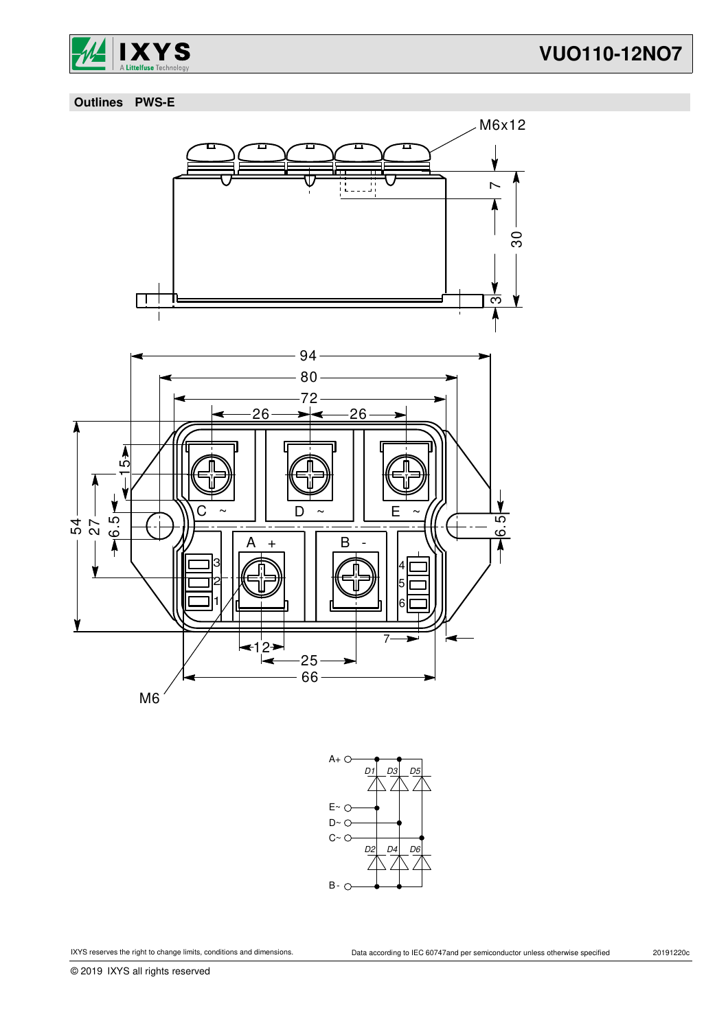## Outlines PWS-E

M6x12

7

30

3

94

80

72

26 26

15

54 27 6.5

C ~ D ~ E ~

6.5

A + B -

3 2 1

4 5 6

7

12

25

66

M6

A+ D1 D3 D5

E~

D~

C~

D2 D4 D6

B-

IXYS reserves the right to change limits, conditions and dimensions.

Data according to IEC 60747and per semiconductor unless otherwise specified

20191220c

© 2019 IXYS all rights reserved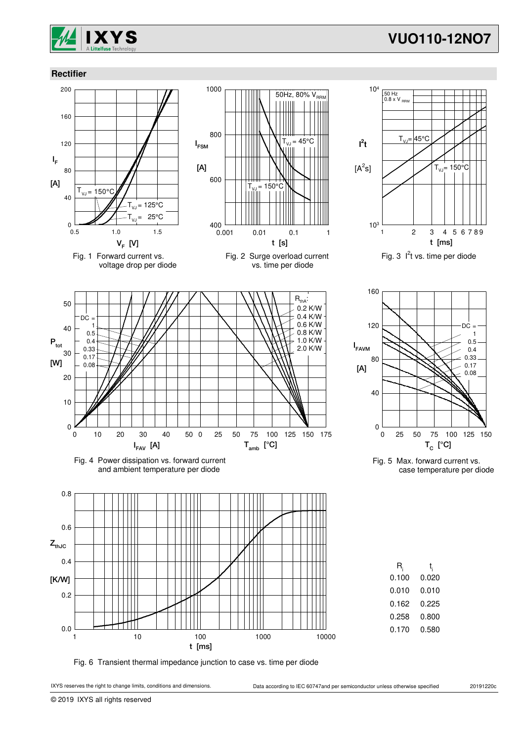## Rectifier

I_F

[A]

200
160
120
80
40
0

0.5 1.0 1.5

V_F [V]

T_VJ = 150°C
T_VJ = 125°C
T_VJ = 25°C

Fig. 1 Forward current vs. voltage drop per diode

I_FSM

[A]

1000
800
600
400

0.001 0.01 0.1 1

t [s]

50Hz, 80% V_RRM
T_VJ = 45°C
T_VJ = 150°C

Fig. 2 Surge overload current vs. time per diode

I²t

[A²s]

10⁴
10³

1 2 3 4 5 6 7 8 9

t [ms]

50 Hz
0.8 x V_RRM
T_VJ = 45°C
T_VJ = 150°C

Fig. 3 I²t vs. time per diode

P_tot

[W]

50
40
30
20
10
0

0 10 20 30 40 50

I_FAV [A]

DC =
1
0.5
0.4
0.33
0.17
0.08

0 25 50 75 100 125 150 175

T_amb [°C]

R_thA:
0.2 K/W
0.4 K/W
0.6 K/W
0.8 K/W
1.0 K/W
2.0 K/W

Fig. 4 Power dissipation vs. forward current and ambient temperature per diode

I_FAVM

[A]

160
120
80
40
0

0 25 50 75 100 125 150

T_C [°C]

DC =
1
0.5
0.4
0.33
0.17
0.08

Fig. 5 Max. forward current vs. case temperature per diode

Z_thJC

[K/W]

0.8
0.6
0.4
0.2
0.0

1 10 100 1000 10000

t [ms]

Fig. 6 Transient thermal impedance junction to case vs. time per diode

| $R_i$ | $t_i$ |
|---|---|
| 0.100 | 0.020 |
| 0.010 | 0.010 |
| 0.162 | 0.225 |
| 0.258 | 0.800 |
| 0.170 | 0.580 |